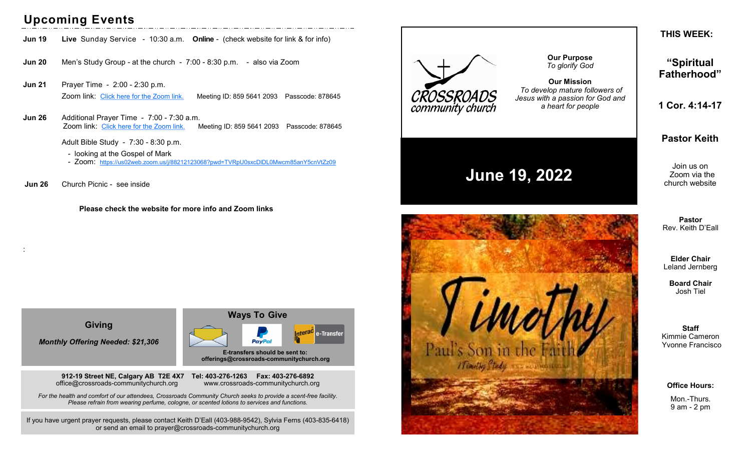## Upcoming Events

**Jun 19** **Live** Sunday Service - 10:30 a.m. **Online** - (check website for link & for info)

**Jun 20** Men's Study Group - at the church - 7:00 - 8:30 p.m. - also via Zoom

**Jun 21** Prayer Time - 2:00 - 2:30 p.m.
Zoom link: Click here for the Zoom link. Meeting ID: 859 5641 2093 Passcode: 878645

**Jun 26** Additional Prayer Time - 7:00 - 7:30 a.m.
Zoom link: Click here for the Zoom link. Meeting ID: 859 5641 2093 Passcode: 878645

Adult Bible Study - 7:30 - 8:30 p.m.

- looking at the Gospel of Mark
- Zoom: https://us02web.zoom.us/j/88212123068?pwd=TVRpU0sxcDlDL0Mwcm85anY5cnVtZz09

**Jun 26** Church Picnic - see inside

**Please check the website for more info and Zoom links**

### Giving

***Monthly Offering Needed: $21,306***

### Ways To Give

**E-transfers should be sent to: offerings@crossroads-communitychurch.org**

**912-19 Street NE, Calgary AB T2E 4X7 Tel: 403-276-1263 Fax: 403-276-6892**
office@crossroads-communitychurch.org www.crossroads-communitychurch.org

*For the health and comfort of our attendees, Crossroads Community Church seeks to provide a scent-free facility. Please refrain from wearing perfume, cologne, or scented lotions to services and functions.*

If you have urgent prayer requests, please contact Keith D'Eall (403-988-9542), Sylvia Ferns (403-835-6418) or send an email to prayer@crossroads-communitychurch.org

# CROSSROADS community church

**Our Purpose**
*To glorify God*

**Our Mission**
*To develop mature followers of Jesus with a passion for God and a heart for people*

# June 19, 2022

Timothy
Paul's Son in the Faith
1 Timothy Study

### THIS WEEK:

### "Spiritual Fatherhood"

### 1 Cor. 4:14-17

### Pastor Keith

Join us on Zoom via the church website

**Pastor**
Rev. Keith D'Eall

**Elder Chair**
Leland Jernberg

**Board Chair**
Josh Tiel

**Staff**
Kimmie Cameron
Yvonne Francisco

**Office Hours:**

Mon.-Thurs.
9 am - 2 pm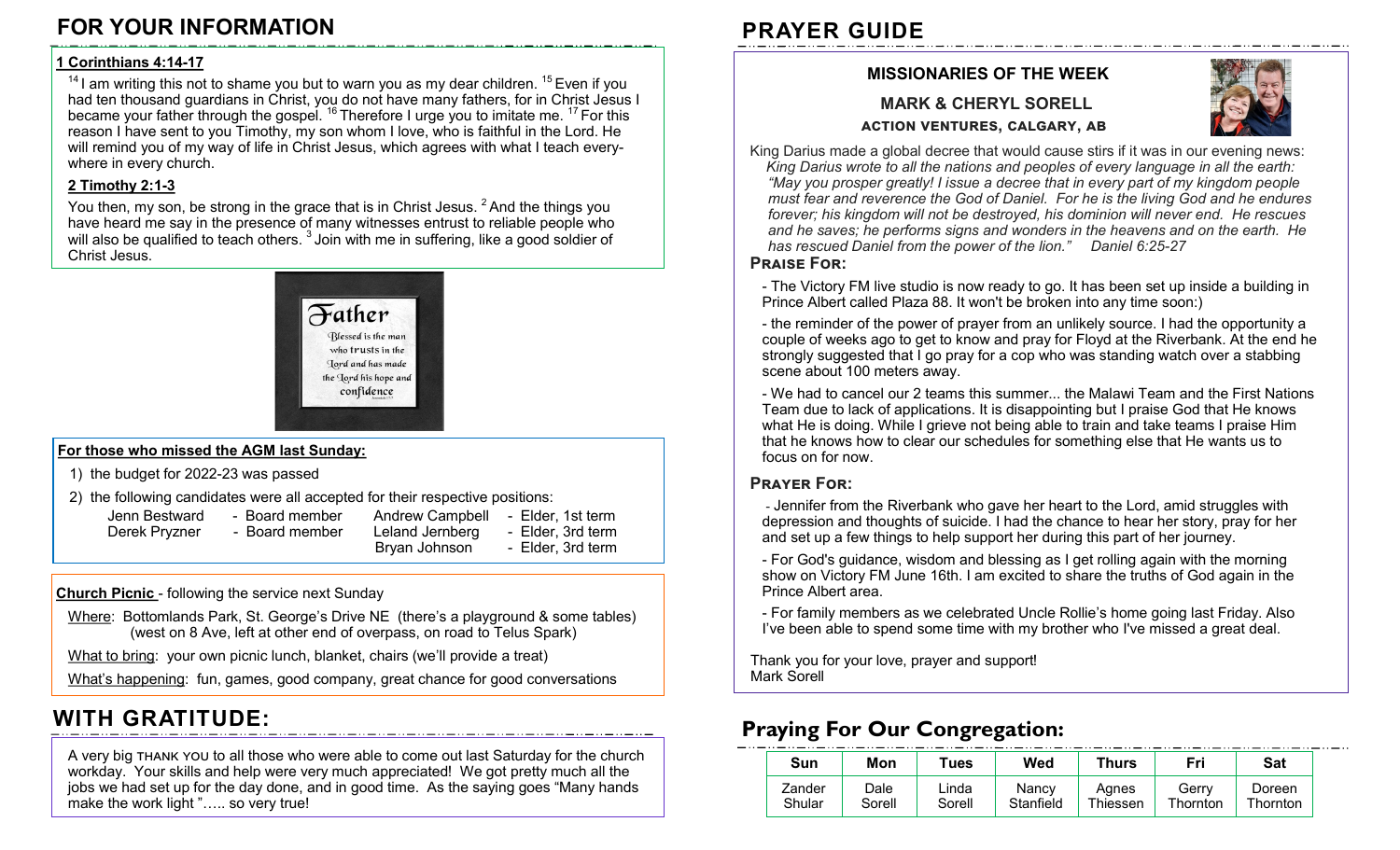# FOR YOUR INFORMATION

**1 Corinthians 4:14-17**

[14] I am writing this not to shame you but to warn you as my dear children. [15] Even if you had ten thousand guardians in Christ, you do not have many fathers, for in Christ Jesus I became your father through the gospel. [16] Therefore I urge you to imitate me. [17] For this reason I have sent to you Timothy, my son whom I love, who is faithful in the Lord. He will remind you of my way of life in Christ Jesus, which agrees with what I teach everywhere in every church.

**2 Timothy 2:1-3**

You then, my son, be strong in the grace that is in Christ Jesus. [2] And the things you have heard me say in the presence of many witnesses entrust to reliable people who will also be qualified to teach others. [3] Join with me in suffering, like a good soldier of Christ Jesus.

Father

Blessed is the man who trusts in the Lord and has made the Lord his hope and confidence

**For those who missed the AGM last Sunday:**

1) the budget for 2022-23 was passed
2) the following candidates were all accepted for their respective positions:

| | | | |
|---|---|---|---|
| Jenn Bestward | - Board member | Andrew Campbell | - Elder, 1st term |
| Derek Pryzner | - Board member | Leland Jernberg | - Elder, 3rd term |
| | | Bryan Johnson | - Elder, 3rd term |

**Church Picnic** - following the service next Sunday

Where: Bottomlands Park, St. George's Drive NE (there's a playground & some tables) (west on 8 Ave, left at other end of overpass, on road to Telus Spark)

What to bring: your own picnic lunch, blanket, chairs (we'll provide a treat)

What's happening: fun, games, good company, great chance for good conversations

# WITH GRATITUDE:

A very big THANK YOU to all those who were able to come out last Saturday for the church workday. Your skills and help were very much appreciated! We got pretty much all the jobs we had set up for the day done, and in good time. As the saying goes "Many hands make the work light "….. so very true!

# PRAYER GUIDE

### MISSIONARIES OF THE WEEK

### MARK & CHERYL SORELL

**ACTION VENTURES, CALGARY, AB**

King Darius made a global decree that would cause stirs if it was in our evening news:

*King Darius wrote to all the nations and peoples of every language in all the earth: "May you prosper greatly! I issue a decree that in every part of my kingdom people must fear and reverence the God of Daniel. For he is the living God and he endures forever; his kingdom will not be destroyed, his dominion will never end. He rescues and he saves; he performs signs and wonders in the heavens and on the earth. He has rescued Daniel from the power of the lion." Daniel 6:25-27*

**Praise For:**

- The Victory FM live studio is now ready to go. It has been set up inside a building in Prince Albert called Plaza 88. It won't be broken into any time soon:)
- the reminder of the power of prayer from an unlikely source. I had the opportunity a couple of weeks ago to get to know and pray for Floyd at the Riverbank. At the end he strongly suggested that I go pray for a cop who was standing watch over a stabbing scene about 100 meters away.
- We had to cancel our 2 teams this summer... the Malawi Team and the First Nations Team due to lack of applications. It is disappointing but I praise God that He knows what He is doing. While I grieve not being able to train and take teams I praise Him that he knows how to clear our schedules for something else that He wants us to focus on for now.

**Prayer For:**

- Jennifer from the Riverbank who gave her heart to the Lord, amid struggles with depression and thoughts of suicide. I had the chance to hear her story, pray for her and set up a few things to help support her during this part of her journey.
- For God's guidance, wisdom and blessing as I get rolling again with the morning show on Victory FM June 16th. I am excited to share the truths of God again in the Prince Albert area.
- For family members as we celebrated Uncle Rollie's home going last Friday. Also I've been able to spend some time with my brother who I've missed a great deal.

Thank you for your love, prayer and support!
Mark Sorell

## Praying For Our Congregation:

| Sun | Mon | Tues | Wed | Thurs | Fri | Sat |
|---|---|---|---|---|---|---|
| Zander Shular | Dale Sorell | Linda Sorell | Nancy Stanfield | Agnes Thiessen | Gerry Thornton | Doreen Thornton |